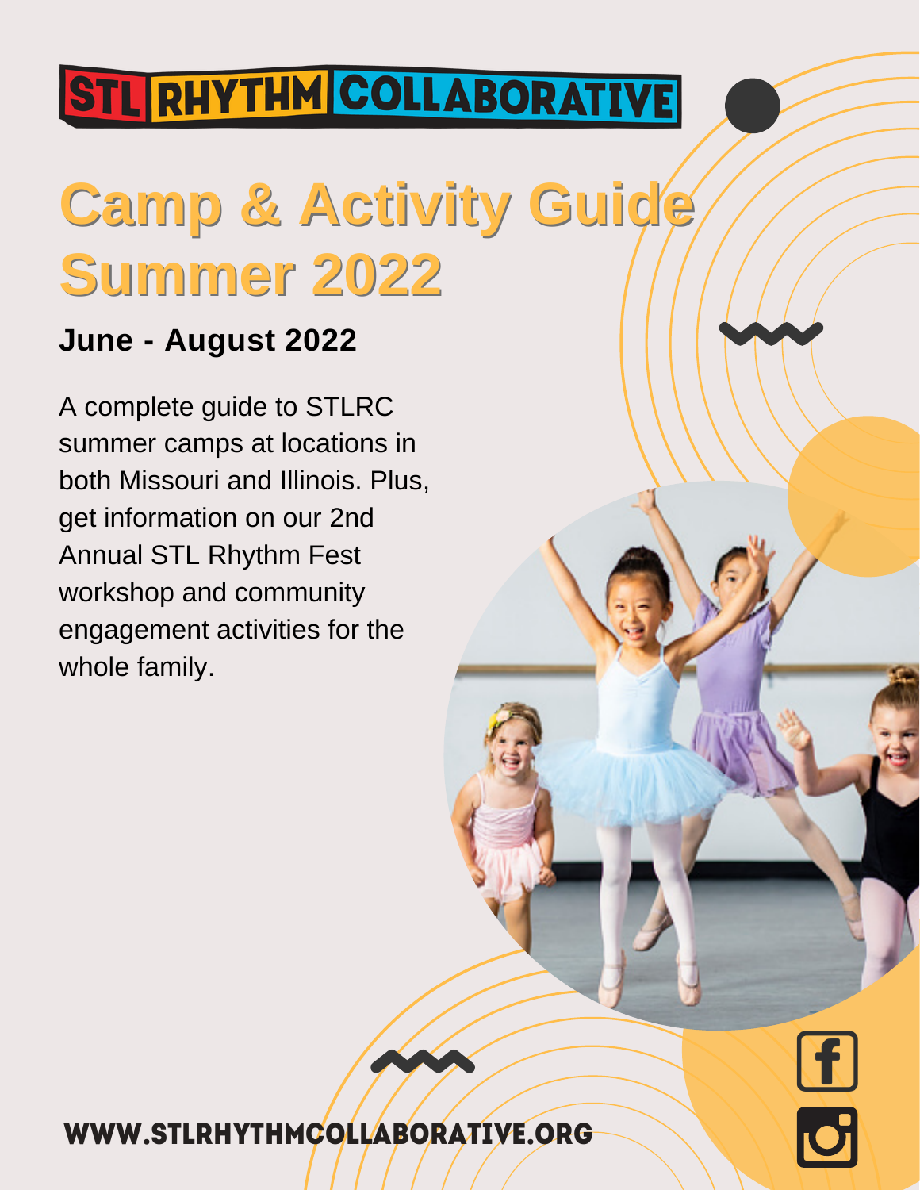STL RHYTHM COLLABORATIVE

# Camp & Activity Guide Summer 2022

### June - August 2022

A complete guide to STLRC summer camps at locations in both Missouri and Illinois. Plus, get information on our 2nd Annual STL Rhythm Fest workshop and community engagement activities for the whole family.

**WWW.STLRHYTHMCOLLABORATIVE.ORG**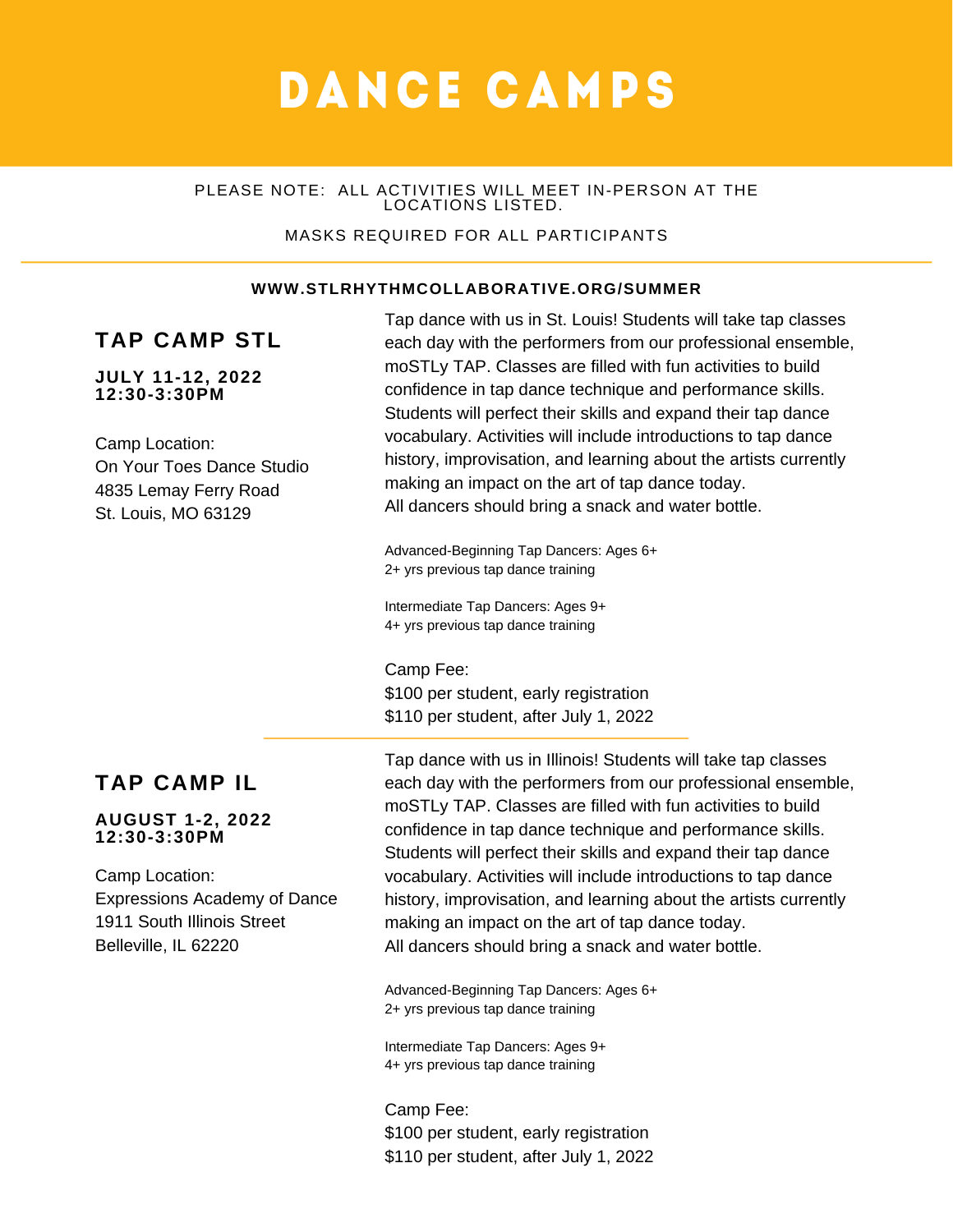# DANCE CAMPS

PLEASE NOTE: ALL ACTIVITIES WILL MEET IN-PERSON AT THE LOCATIONS LISTED.

MASKS REQUIRED FOR ALL PARTICIPANTS

**WWW.STLRHYTHMCOLLABORATIVE.ORG/SUMMER**

## TAP CAMP STL

**JULY 11-12, 2022**
**12:30-3:30PM**

Camp Location:
On Your Toes Dance Studio
4835 Lemay Ferry Road
St. Louis, MO 63129

Tap dance with us in St. Louis! Students will take tap classes each day with the performers from our professional ensemble, moSTLy TAP. Classes are filled with fun activities to build confidence in tap dance technique and performance skills. Students will perfect their skills and expand their tap dance vocabulary. Activities will include introductions to tap dance history, improvisation, and learning about the artists currently making an impact on the art of tap dance today.
All dancers should bring a snack and water bottle.

Advanced-Beginning Tap Dancers: Ages 6+
2+ yrs previous tap dance training

Intermediate Tap Dancers: Ages 9+
4+ yrs previous tap dance training

Camp Fee:
$100 per student, early registration
$110 per student, after July 1, 2022

## TAP CAMP IL

**AUGUST 1-2, 2022**
**12:30-3:30PM**

Camp Location:
Expressions Academy of Dance
1911 South Illinois Street
Belleville, IL 62220

Tap dance with us in Illinois! Students will take tap classes each day with the performers from our professional ensemble, moSTLy TAP. Classes are filled with fun activities to build confidence in tap dance technique and performance skills. Students will perfect their skills and expand their tap dance vocabulary. Activities will include introductions to tap dance history, improvisation, and learning about the artists currently making an impact on the art of tap dance today.
All dancers should bring a snack and water bottle.

Advanced-Beginning Tap Dancers: Ages 6+
2+ yrs previous tap dance training

Intermediate Tap Dancers: Ages 9+
4+ yrs previous tap dance training

Camp Fee:
$100 per student, early registration
$110 per student, after July 1, 2022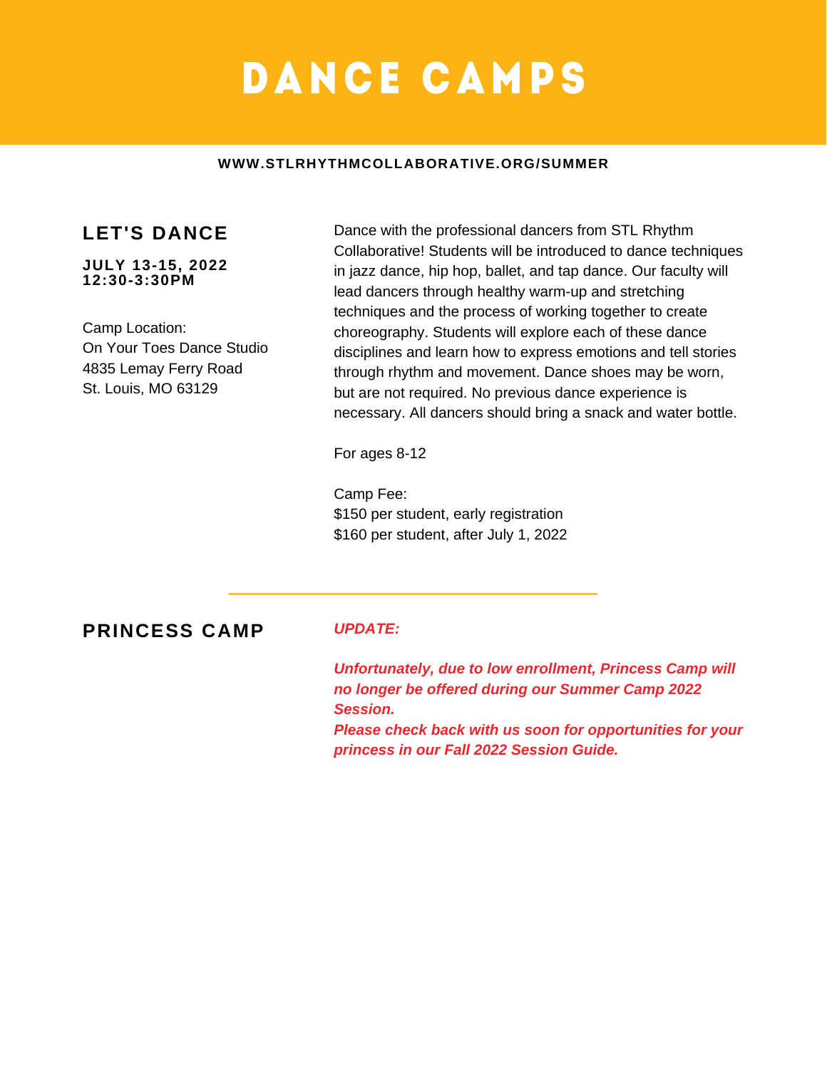# DANCE CAMPS

**WWW.STLRHYTHMCOLLABORATIVE.ORG/SUMMER**

## LET'S DANCE

**JULY 13-15, 2022**
**12:30-3:30PM**

Camp Location:
On Your Toes Dance Studio
4835 Lemay Ferry Road
St. Louis, MO 63129

Dance with the professional dancers from STL Rhythm Collaborative! Students will be introduced to dance techniques in jazz dance, hip hop, ballet, and tap dance. Our faculty will lead dancers through healthy warm-up and stretching techniques and the process of working together to create choreography. Students will explore each of these dance disciplines and learn how to express emotions and tell stories through rhythm and movement. Dance shoes may be worn, but are not required. No previous dance experience is necessary. All dancers should bring a snack and water bottle.

For ages 8-12

Camp Fee:
$150 per student, early registration
$160 per student, after July 1, 2022

---

## PRINCESS CAMP

***UPDATE:***

***Unfortunately, due to low enrollment, Princess Camp will no longer be offered during our Summer Camp 2022 Session.***
***Please check back with us soon for opportunities for your princess in our Fall 2022 Session Guide.***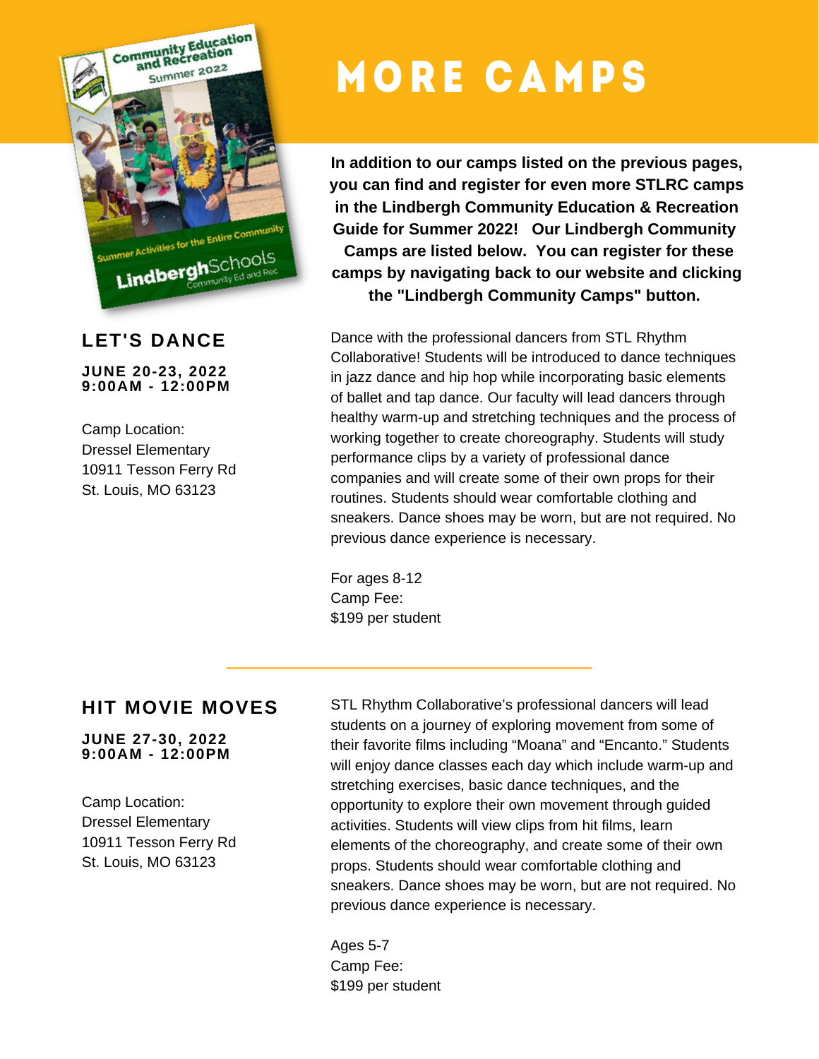# MORE CAMPS

**In addition to our camps listed on the previous pages, you can find and register for even more STLRC camps in the Lindbergh Community Education & Recreation Guide for Summer 2022! Our Lindbergh Community Camps are listed below. You can register for these camps by navigating back to our website and clicking the "Lindbergh Community Camps" button.**

## LET'S DANCE

**JUNE 20-23, 2022**
**9:00AM - 12:00PM**

Camp Location:
Dressel Elementary
10911 Tesson Ferry Rd
St. Louis, MO 63123

Dance with the professional dancers from STL Rhythm Collaborative! Students will be introduced to dance techniques in jazz dance and hip hop while incorporating basic elements of ballet and tap dance. Our faculty will lead dancers through healthy warm-up and stretching techniques and the process of working together to create choreography. Students will study performance clips by a variety of professional dance companies and will create some of their own props for their routines. Students should wear comfortable clothing and sneakers. Dance shoes may be worn, but are not required. No previous dance experience is necessary.

For ages 8-12
Camp Fee:
$199 per student

---

## HIT MOVIE MOVES

**JUNE 27-30, 2022**
**9:00AM - 12:00PM**

Camp Location:
Dressel Elementary
10911 Tesson Ferry Rd
St. Louis, MO 63123

STL Rhythm Collaborative's professional dancers will lead students on a journey of exploring movement from some of their favorite films including "Moana" and "Encanto." Students will enjoy dance classes each day which include warm-up and stretching exercises, basic dance techniques, and the opportunity to explore their own movement through guided activities. Students will view clips from hit films, learn elements of the choreography, and create some of their own props. Students should wear comfortable clothing and sneakers. Dance shoes may be worn, but are not required. No previous dance experience is necessary.

Ages 5-7
Camp Fee:
$199 per student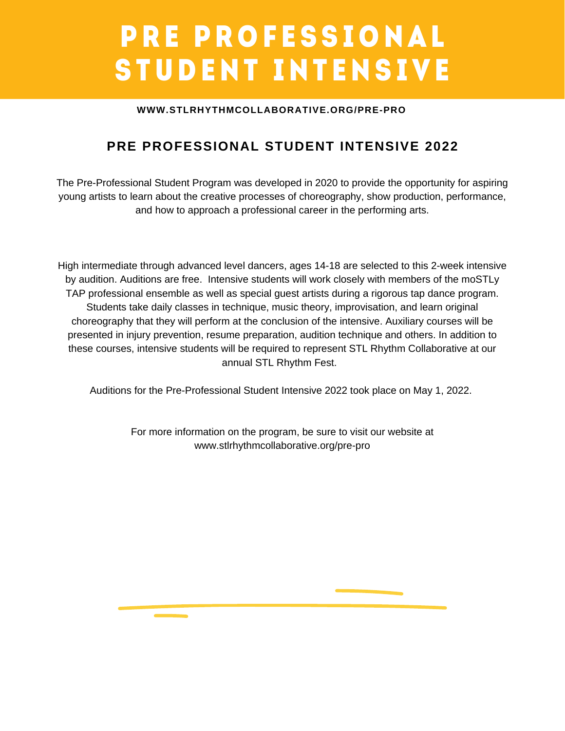# PRE PROFESSIONAL STUDENT INTENSIVE

**WWW.STLRHYTHMCOLLABORATIVE.ORG/PRE-PRO**

## PRE PROFESSIONAL STUDENT INTENSIVE 2022

The Pre-Professional Student Program was developed in 2020 to provide the opportunity for aspiring young artists to learn about the creative processes of choreography, show production, performance, and how to approach a professional career in the performing arts.

High intermediate through advanced level dancers, ages 14-18 are selected to this 2-week intensive by audition. Auditions are free. Intensive students will work closely with members of the moSTLy TAP professional ensemble as well as special guest artists during a rigorous tap dance program. Students take daily classes in technique, music theory, improvisation, and learn original choreography that they will perform at the conclusion of the intensive. Auxiliary courses will be presented in injury prevention, resume preparation, audition technique and others. In addition to these courses, intensive students will be required to represent STL Rhythm Collaborative at our annual STL Rhythm Fest.

Auditions for the Pre-Professional Student Intensive 2022 took place on May 1, 2022.

For more information on the program, be sure to visit our website at www.stlrhythmcollaborative.org/pre-pro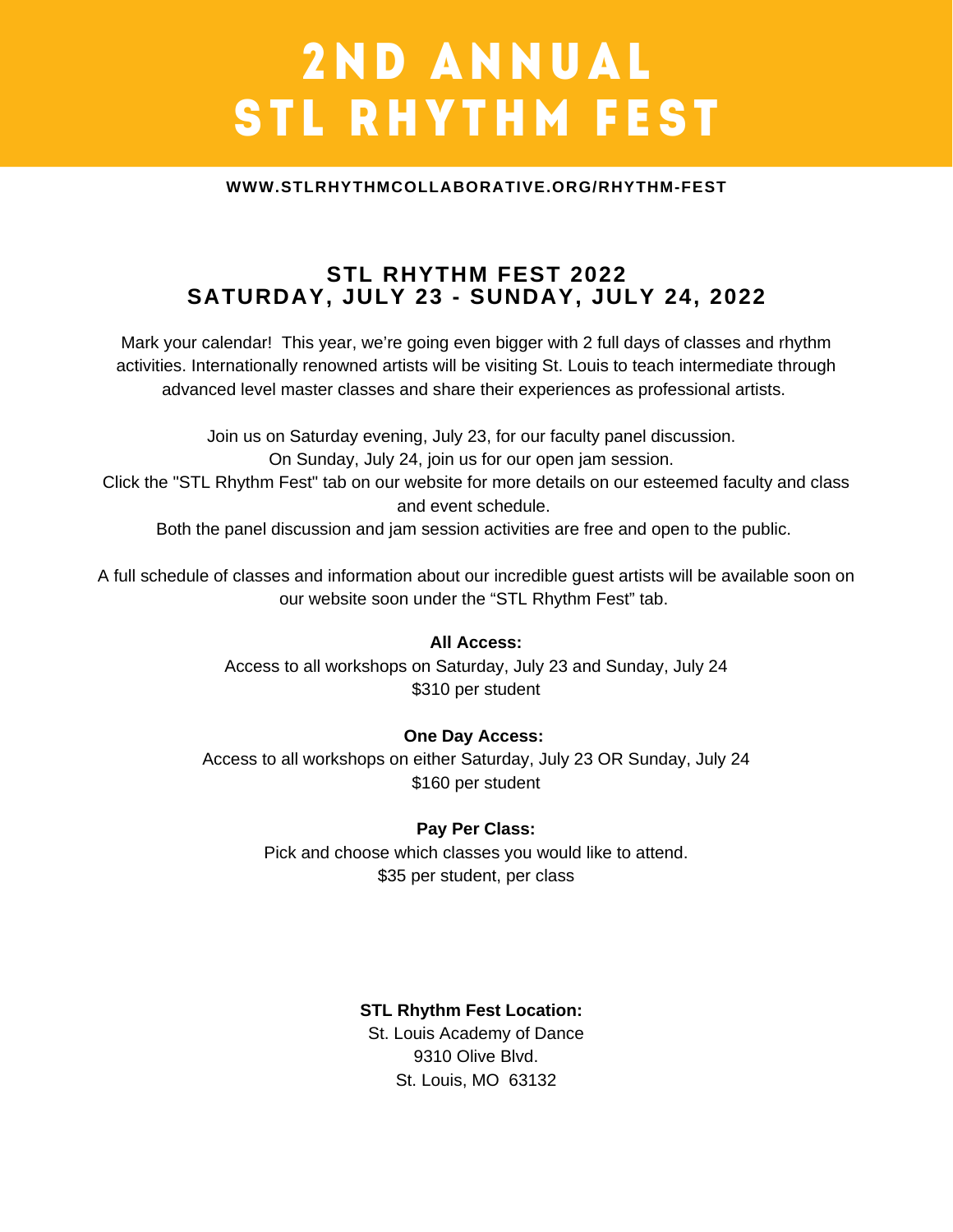# 2ND ANNUAL STL RHYTHM FEST

**WWW.STLRHYTHMCOLLABORATIVE.ORG/RHYTHM-FEST**

## STL RHYTHM FEST 2022
## SATURDAY, JULY 23 - SUNDAY, JULY 24, 2022

Mark your calendar! This year, we're going even bigger with 2 full days of classes and rhythm activities. Internationally renowned artists will be visiting St. Louis to teach intermediate through advanced level master classes and share their experiences as professional artists.

Join us on Saturday evening, July 23, for our faculty panel discussion.
On Sunday, July 24, join us for our open jam session.
Click the "STL Rhythm Fest" tab on our website for more details on our esteemed faculty and class and event schedule.
Both the panel discussion and jam session activities are free and open to the public.

A full schedule of classes and information about our incredible guest artists will be available soon on our website soon under the "STL Rhythm Fest" tab.

**All Access:**
Access to all workshops on Saturday, July 23 and Sunday, July 24
$310 per student

**One Day Access:**
Access to all workshops on either Saturday, July 23 OR Sunday, July 24
$160 per student

**Pay Per Class:**
Pick and choose which classes you would like to attend.
$35 per student, per class

**STL Rhythm Fest Location:**
St. Louis Academy of Dance
9310 Olive Blvd.
St. Louis, MO 63132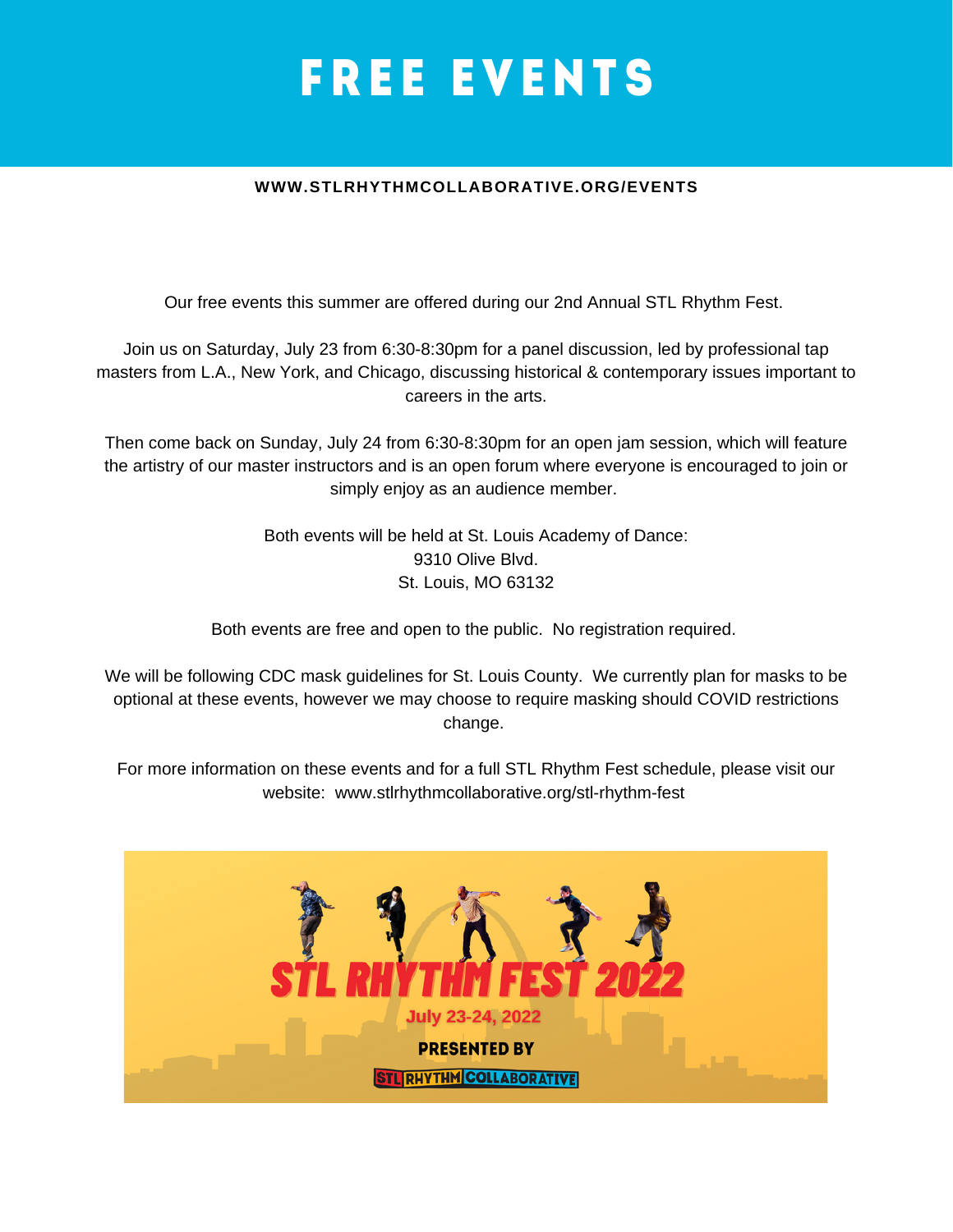# FREE EVENTS

**WWW.STLRHYTHMCOLLABORATIVE.ORG/EVENTS**

Our free events this summer are offered during our 2nd Annual STL Rhythm Fest.

Join us on Saturday, July 23 from 6:30-8:30pm for a panel discussion, led by professional tap masters from L.A., New York, and Chicago, discussing historical & contemporary issues important to careers in the arts.

Then come back on Sunday, July 24 from 6:30-8:30pm for an open jam session, which will feature the artistry of our master instructors and is an open forum where everyone is encouraged to join or simply enjoy as an audience member.

Both events will be held at St. Louis Academy of Dance:
9310 Olive Blvd.
St. Louis, MO 63132

Both events are free and open to the public. No registration required.

We will be following CDC mask guidelines for St. Louis County. We currently plan for masks to be optional at these events, however we may choose to require masking should COVID restrictions change.

For more information on these events and for a full STL Rhythm Fest schedule, please visit our website: www.stlrhythmcollaborative.org/stl-rhythm-fest

STL RHYTHM FEST 2022

July 23-24, 2022

PRESENTED BY

STL RHYTHM COLLABORATIVE